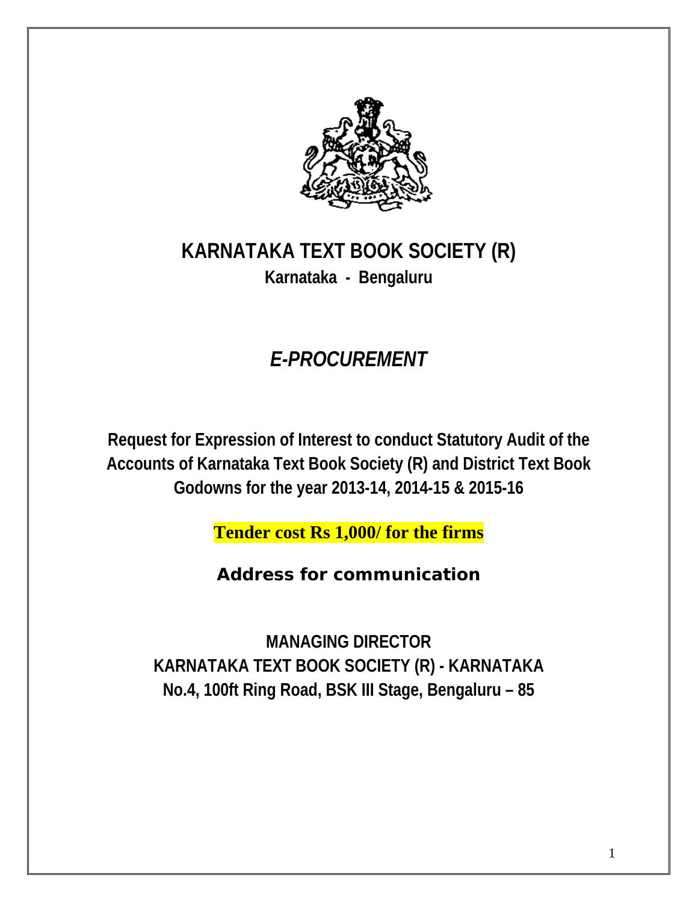# KARNATAKA TEXT BOOK SOCIETY (R)

**Karnataka - Bengaluru**

## *E-PROCUREMENT*

**Request for Expression of Interest to conduct Statutory Audit of the Accounts of Karnataka Text Book Society (R) and District Text Book Godowns for the year 2013-14, 2014-15 & 2015-16**

**Tender cost Rs 1,000/ for the firms**

**Address for communication**

**MANAGING DIRECTOR**
**KARNATAKA TEXT BOOK SOCIETY (R) - KARNATAKA**
**No.4, 100ft Ring Road, BSK III Stage, Bengaluru – 85**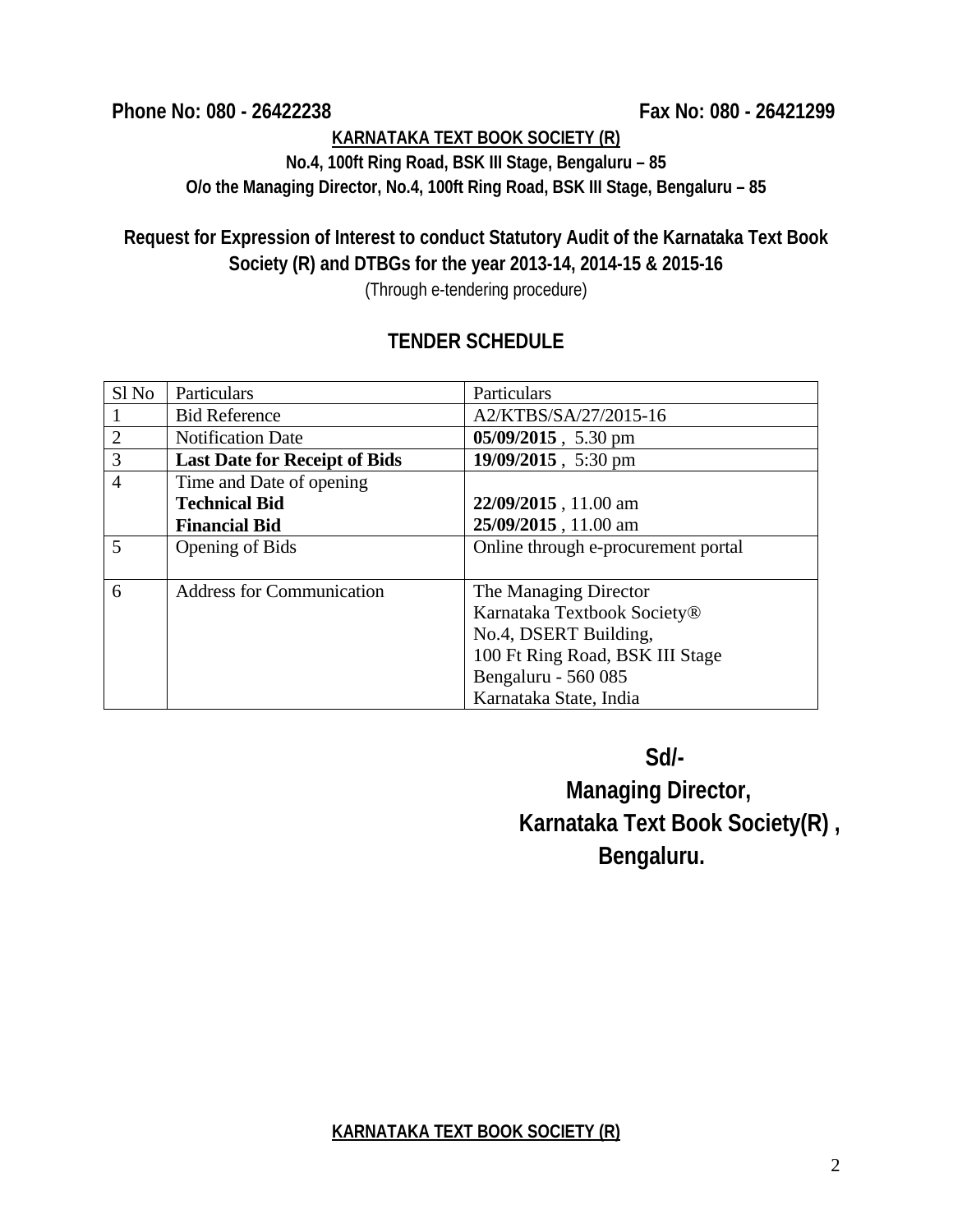**Phone No: 080 - 26422238 Fax No: 080 - 26421299**

**KARNATAKA TEXT BOOK SOCIETY (R)**

**No.4, 100ft Ring Road, BSK III Stage, Bengaluru – 85**

**O/o the Managing Director, No.4, 100ft Ring Road, BSK III Stage, Bengaluru – 85**

## Request for Expression of Interest to conduct Statutory Audit of the Karnataka Text Book Society (R) and DTBGs for the year 2013-14, 2014-15 & 2015-16

(Through e-tendering procedure)

## TENDER SCHEDULE

| Sl No | Particulars | Particulars |
|---|---|---|
| 1 | Bid Reference | A2/KTBS/SA/27/2015-16 |
| 2 | Notification Date | **05/09/2015** , 5.30 pm |
| 3 | **Last Date for Receipt of Bids** | **19/09/2015** , 5:30 pm |
| 4 | Time and Date of opening<br>**Technical Bid**<br>**Financial Bid** | <br>**22/09/2015** , 11.00 am<br>**25/09/2015** , 11.00 am |
| 5 | Opening of Bids | Online through e-procurement portal |
| 6 | Address for Communication | The Managing Director<br>Karnataka Textbook Society®<br>No.4, DSERT Building,<br>100 Ft Ring Road, BSK III Stage<br>Bengaluru - 560 085<br>Karnataka State, India |

**Sd/-**

**Managing Director,**

**Karnataka Text Book Society(R) ,**

**Bengaluru.**

**KARNATAKA TEXT BOOK SOCIETY (R)**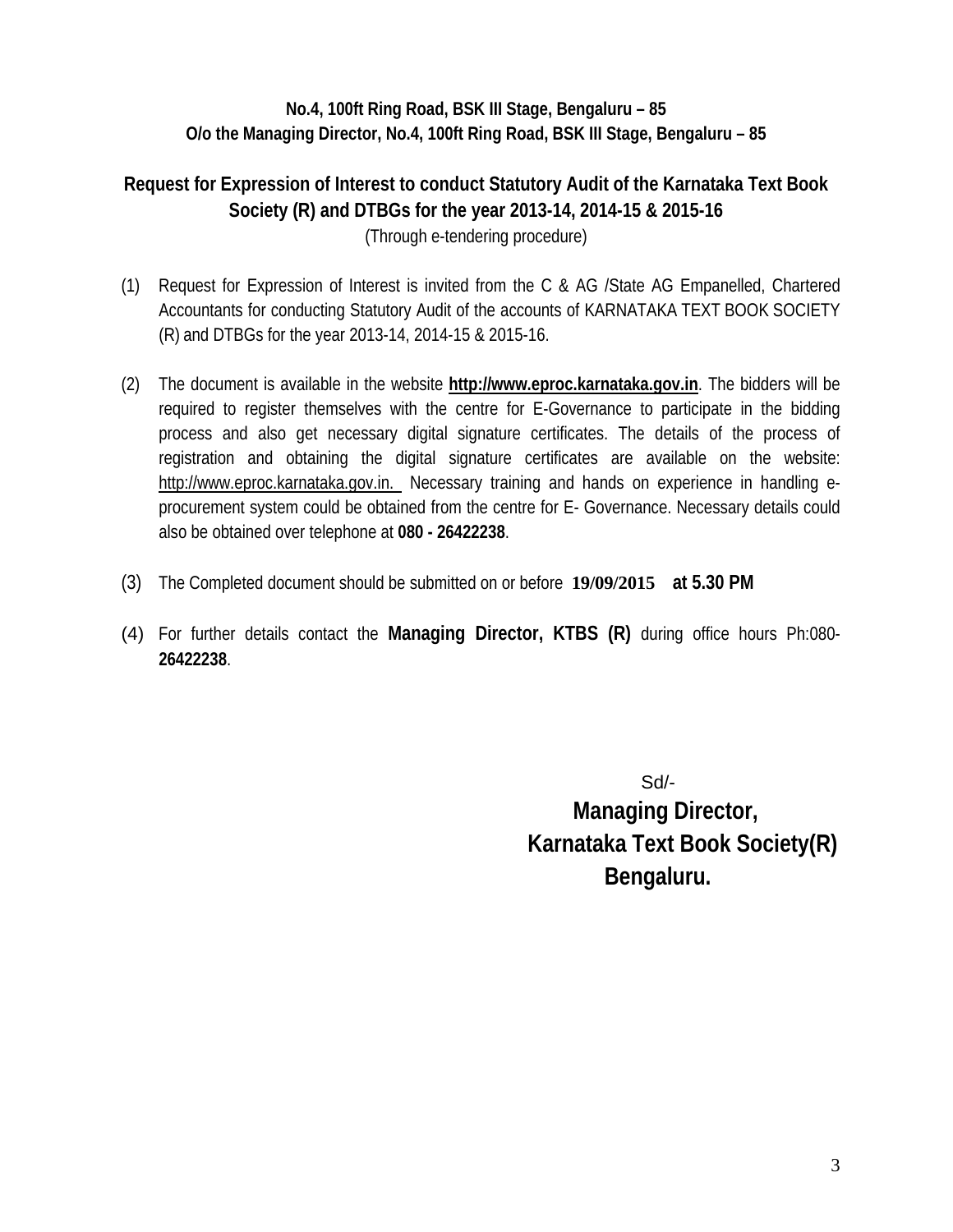**No.4, 100ft Ring Road, BSK III Stage, Bengaluru – 85**
**O/o the Managing Director, No.4, 100ft Ring Road, BSK III Stage, Bengaluru – 85**

## Request for Expression of Interest to conduct Statutory Audit of the Karnataka Text Book Society (R) and DTBGs for the year 2013-14, 2014-15 & 2015-16

(Through e-tendering procedure)

(1) Request for Expression of Interest is invited from the C & AG /State AG Empanelled, Chartered Accountants for conducting Statutory Audit of the accounts of KARNATAKA TEXT BOOK SOCIETY (R) and DTBGs for the year 2013-14, 2014-15 & 2015-16.

(2) The document is available in the website **http://www.eproc.karnataka.gov.in**. The bidders will be required to register themselves with the centre for E-Governance to participate in the bidding process and also get necessary digital signature certificates. The details of the process of registration and obtaining the digital signature certificates are available on the website: http://www.eproc.karnataka.gov.in. Necessary training and hands on experience in handling e-procurement system could be obtained from the centre for E- Governance. Necessary details could also be obtained over telephone at **080 - 26422238**.

(3) The Completed document should be submitted on or before **19/09/2015 at 5.30 PM**

(4) For further details contact the **Managing Director, KTBS (R)** during office hours Ph:080-**26422238**.

Sd/-
**Managing Director,**
**Karnataka Text Book Society(R)**
**Bengaluru.**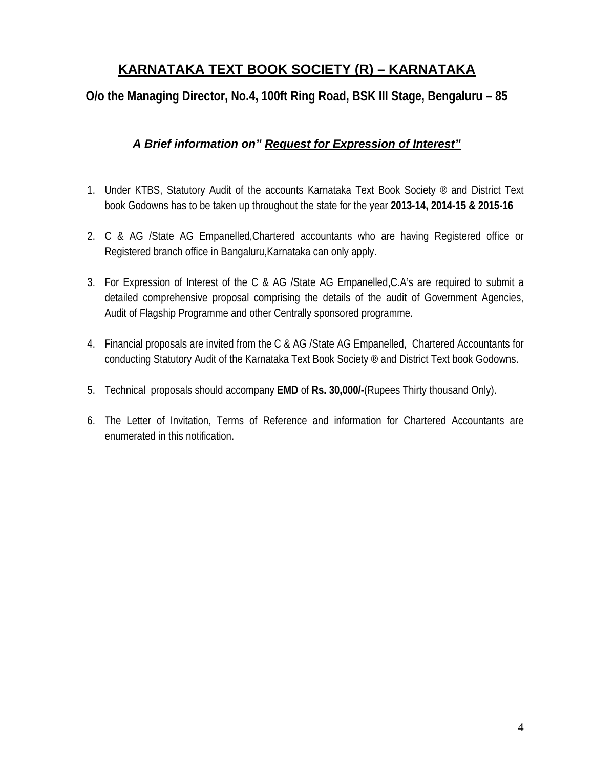# KARNATAKA TEXT BOOK SOCIETY (R) – KARNATAKA

## O/o the Managing Director, No.4, 100ft Ring Road, BSK III Stage, Bengaluru – 85

### *A Brief information on" Request for Expression of Interest"*

1. Under KTBS, Statutory Audit of the accounts Karnataka Text Book Society ® and District Text book Godowns has to be taken up throughout the state for the year **2013-14, 2014-15 & 2015-16**

2. C & AG /State AG Empanelled,Chartered accountants who are having Registered office or Registered branch office in Bangaluru,Karnataka can only apply.

3. For Expression of Interest of the C & AG /State AG Empanelled,C.A's are required to submit a detailed comprehensive proposal comprising the details of the audit of Government Agencies, Audit of Flagship Programme and other Centrally sponsored programme.

4. Financial proposals are invited from the C & AG /State AG Empanelled, Chartered Accountants for conducting Statutory Audit of the Karnataka Text Book Society ® and District Text book Godowns.

5. Technical proposals should accompany **EMD** of **Rs. 30,000/-**(Rupees Thirty thousand Only).

6. The Letter of Invitation, Terms of Reference and information for Chartered Accountants are enumerated in this notification.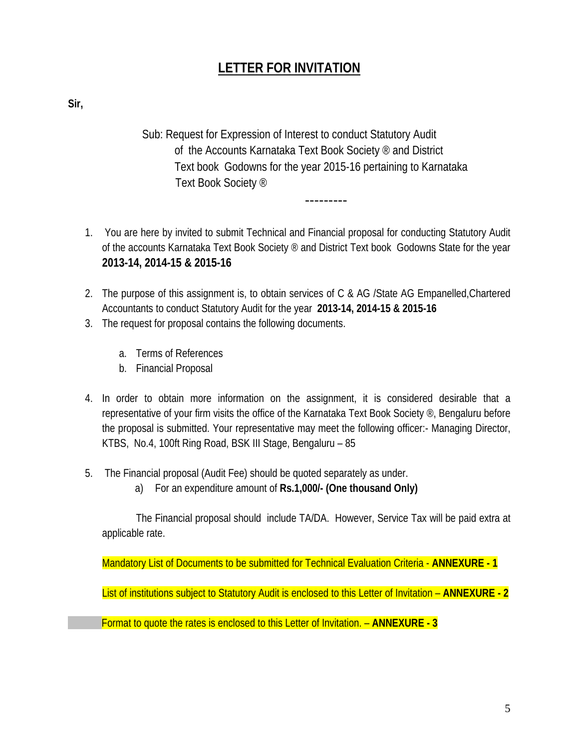# LETTER FOR INVITATION

**Sir,**

Sub: Request for Expression of Interest to conduct Statutory Audit of the Accounts Karnataka Text Book Society ® and District Text book Godowns for the year 2015-16 pertaining to Karnataka Text Book Society ®

---------

1. You are here by invited to submit Technical and Financial proposal for conducting Statutory Audit of the accounts Karnataka Text Book Society ® and District Text book Godowns State for the year **2013-14, 2014-15 & 2015-16**

2. The purpose of this assignment is, to obtain services of C & AG /State AG Empanelled,Chartered Accountants to conduct Statutory Audit for the year **2013-14, 2014-15 & 2015-16**

3. The request for proposal contains the following documents.

   a. Terms of References
   b. Financial Proposal

4. In order to obtain more information on the assignment, it is considered desirable that a representative of your firm visits the office of the Karnataka Text Book Society ®, Bengaluru before the proposal is submitted. Your representative may meet the following officer:- Managing Director, KTBS, No.4, 100ft Ring Road, BSK III Stage, Bengaluru – 85

5. The Financial proposal (Audit Fee) should be quoted separately as under.

   a) For an expenditure amount of **Rs.1,000/- (One thousand Only)**

   The Financial proposal should include TA/DA. However, Service Tax will be paid extra at applicable rate.

Mandatory List of Documents to be submitted for Technical Evaluation Criteria - **ANNEXURE - 1**

List of institutions subject to Statutory Audit is enclosed to this Letter of Invitation – **ANNEXURE - 2**

Format to quote the rates is enclosed to this Letter of Invitation. – **ANNEXURE - 3**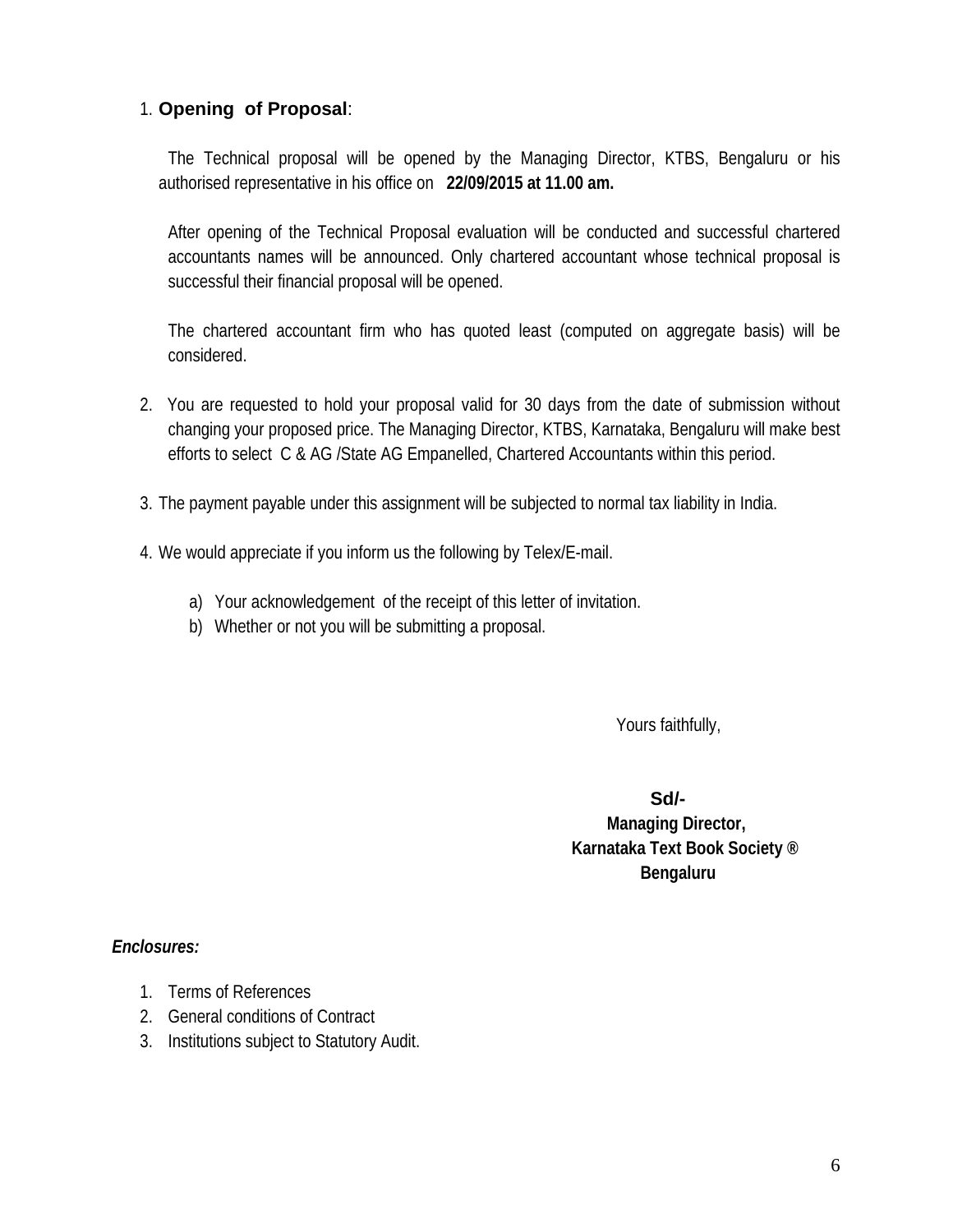1. **Opening of Proposal**:

   The Technical proposal will be opened by the Managing Director, KTBS, Bengaluru or his authorised representative in his office on **22/09/2015 at 11.00 am.**

   After opening of the Technical Proposal evaluation will be conducted and successful chartered accountants names will be announced. Only chartered accountant whose technical proposal is successful their financial proposal will be opened.

   The chartered accountant firm who has quoted least (computed on aggregate basis) will be considered.

2. You are requested to hold your proposal valid for 30 days from the date of submission without changing your proposed price. The Managing Director, KTBS, Karnataka, Bengaluru will make best efforts to select C & AG /State AG Empanelled, Chartered Accountants within this period.

3. The payment payable under this assignment will be subjected to normal tax liability in India.

4. We would appreciate if you inform us the following by Telex/E-mail.

   a) Your acknowledgement of the receipt of this letter of invitation.
   b) Whether or not you will be submitting a proposal.

Yours faithfully,

**Sd/-**
**Managing Director,**
**Karnataka Text Book Society ®**
**Bengaluru**

***Enclosures:***

1. Terms of References
2. General conditions of Contract
3. Institutions subject to Statutory Audit.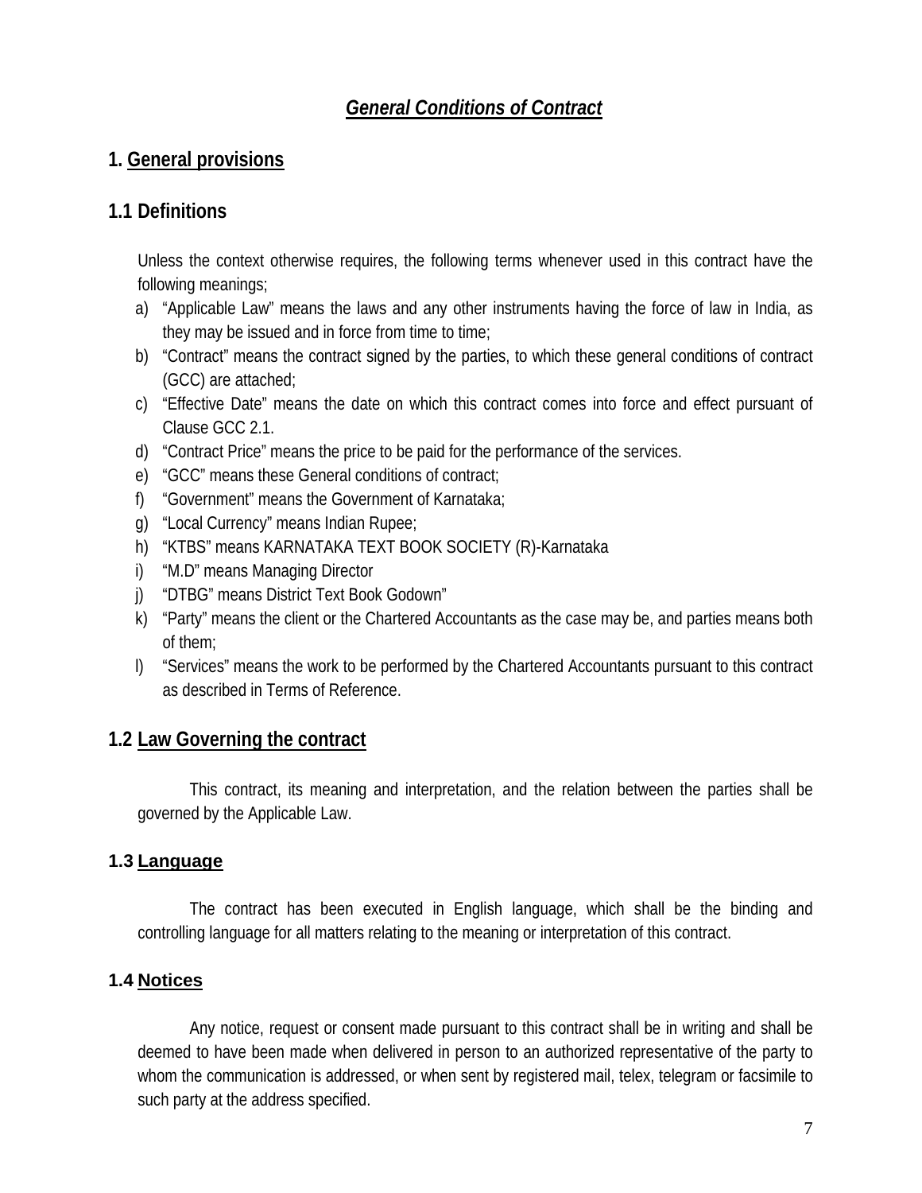# ***General Conditions of Contract***

## 1. General provisions

## 1.1 Definitions

Unless the context otherwise requires, the following terms whenever used in this contract have the following meanings;

a) "Applicable Law" means the laws and any other instruments having the force of law in India, as they may be issued and in force from time to time;
b) "Contract" means the contract signed by the parties, to which these general conditions of contract (GCC) are attached;
c) "Effective Date" means the date on which this contract comes into force and effect pursuant of Clause GCC 2.1.
d) "Contract Price" means the price to be paid for the performance of the services.
e) "GCC" means these General conditions of contract;
f) "Government" means the Government of Karnataka;
g) "Local Currency" means Indian Rupee;
h) "KTBS" means KARNATAKA TEXT BOOK SOCIETY (R)-Karnataka
i) "M.D" means Managing Director
j) "DTBG" means District Text Book Godown"
k) "Party" means the client or the Chartered Accountants as the case may be, and parties means both of them;
l) "Services" means the work to be performed by the Chartered Accountants pursuant to this contract as described in Terms of Reference.

## 1.2 Law Governing the contract

This contract, its meaning and interpretation, and the relation between the parties shall be governed by the Applicable Law.

### 1.3 Language

The contract has been executed in English language, which shall be the binding and controlling language for all matters relating to the meaning or interpretation of this contract.

### 1.4 Notices

Any notice, request or consent made pursuant to this contract shall be in writing and shall be deemed to have been made when delivered in person to an authorized representative of the party to whom the communication is addressed, or when sent by registered mail, telex, telegram or facsimile to such party at the address specified.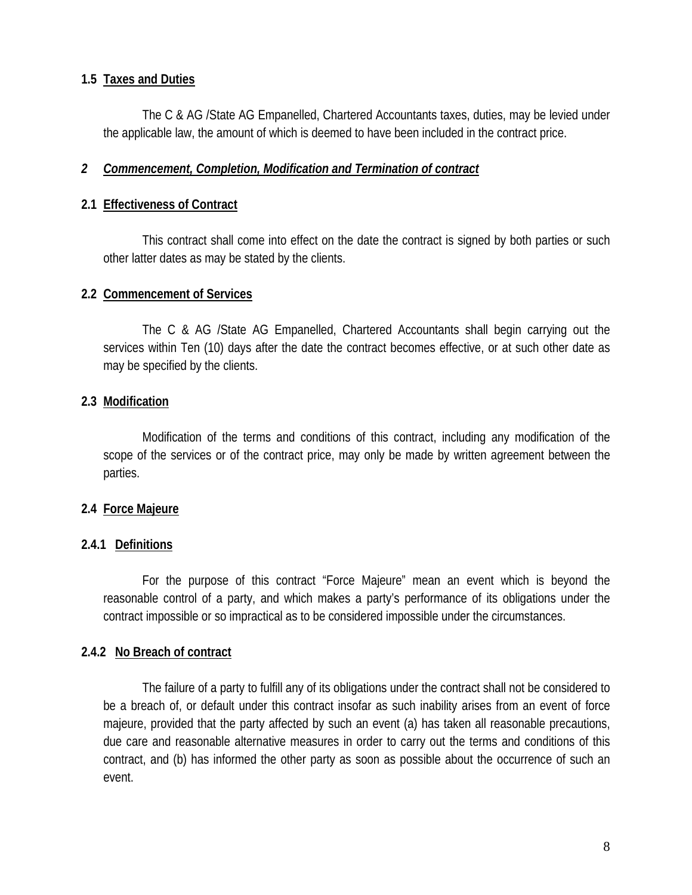### 1.5 Taxes and Duties

The C & AG /State AG Empanelled, Chartered Accountants taxes, duties, may be levied under the applicable law, the amount of which is deemed to have been included in the contract price.

## *2 Commencement, Completion, Modification and Termination of contract*

### 2.1 Effectiveness of Contract

This contract shall come into effect on the date the contract is signed by both parties or such other latter dates as may be stated by the clients.

### 2.2 Commencement of Services

The C & AG /State AG Empanelled, Chartered Accountants shall begin carrying out the services within Ten (10) days after the date the contract becomes effective, or at such other date as may be specified by the clients.

### 2.3 Modification

Modification of the terms and conditions of this contract, including any modification of the scope of the services or of the contract price, may only be made by written agreement between the parties.

### 2.4 Force Majeure

#### 2.4.1 Definitions

For the purpose of this contract “Force Majeure” mean an event which is beyond the reasonable control of a party, and which makes a party’s performance of its obligations under the contract impossible or so impractical as to be considered impossible under the circumstances.

#### 2.4.2 No Breach of contract

The failure of a party to fulfill any of its obligations under the contract shall not be considered to be a breach of, or default under this contract insofar as such inability arises from an event of force majeure, provided that the party affected by such an event (a) has taken all reasonable precautions, due care and reasonable alternative measures in order to carry out the terms and conditions of this contract, and (b) has informed the other party as soon as possible about the occurrence of such an event.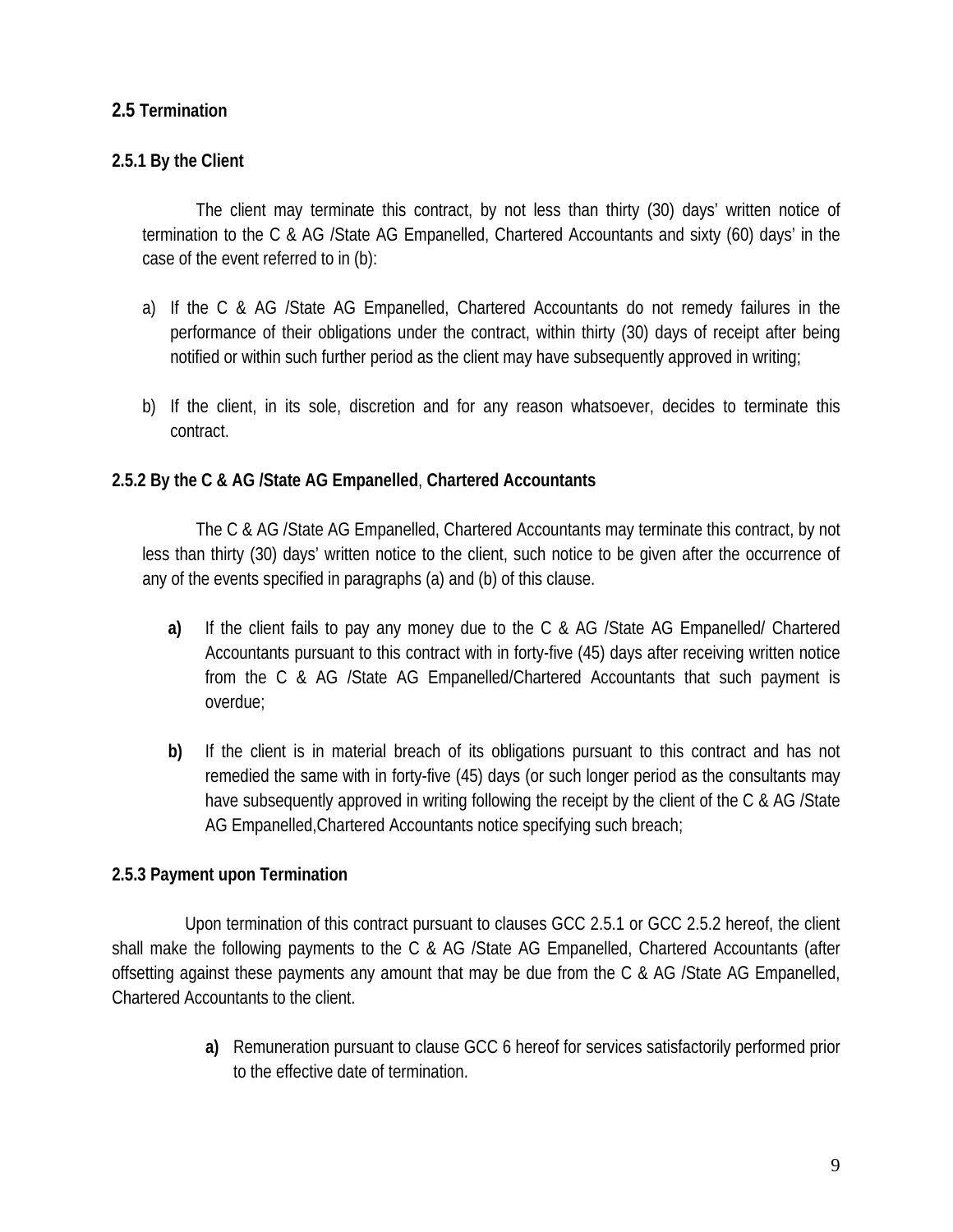## 2.5 Termination

### 2.5.1 By the Client

The client may terminate this contract, by not less than thirty (30) days' written notice of termination to the C & AG /State AG Empanelled, Chartered Accountants and sixty (60) days' in the case of the event referred to in (b):

a) If the C & AG /State AG Empanelled, Chartered Accountants do not remedy failures in the performance of their obligations under the contract, within thirty (30) days of receipt after being notified or within such further period as the client may have subsequently approved in writing;

b) If the client, in its sole, discretion and for any reason whatsoever, decides to terminate this contract.

### 2.5.2 By the C & AG /State AG Empanelled, Chartered Accountants

The C & AG /State AG Empanelled, Chartered Accountants may terminate this contract, by not less than thirty (30) days' written notice to the client, such notice to be given after the occurrence of any of the events specified in paragraphs (a) and (b) of this clause.

**a)** If the client fails to pay any money due to the C & AG /State AG Empanelled/ Chartered Accountants pursuant to this contract with in forty-five (45) days after receiving written notice from the C & AG /State AG Empanelled/Chartered Accountants that such payment is overdue;

**b)** If the client is in material breach of its obligations pursuant to this contract and has not remedied the same with in forty-five (45) days (or such longer period as the consultants may have subsequently approved in writing following the receipt by the client of the C & AG /State AG Empanelled,Chartered Accountants notice specifying such breach;

### 2.5.3 Payment upon Termination

Upon termination of this contract pursuant to clauses GCC 2.5.1 or GCC 2.5.2 hereof, the client shall make the following payments to the C & AG /State AG Empanelled, Chartered Accountants (after offsetting against these payments any amount that may be due from the C & AG /State AG Empanelled, Chartered Accountants to the client.

**a)** Remuneration pursuant to clause GCC 6 hereof for services satisfactorily performed prior to the effective date of termination.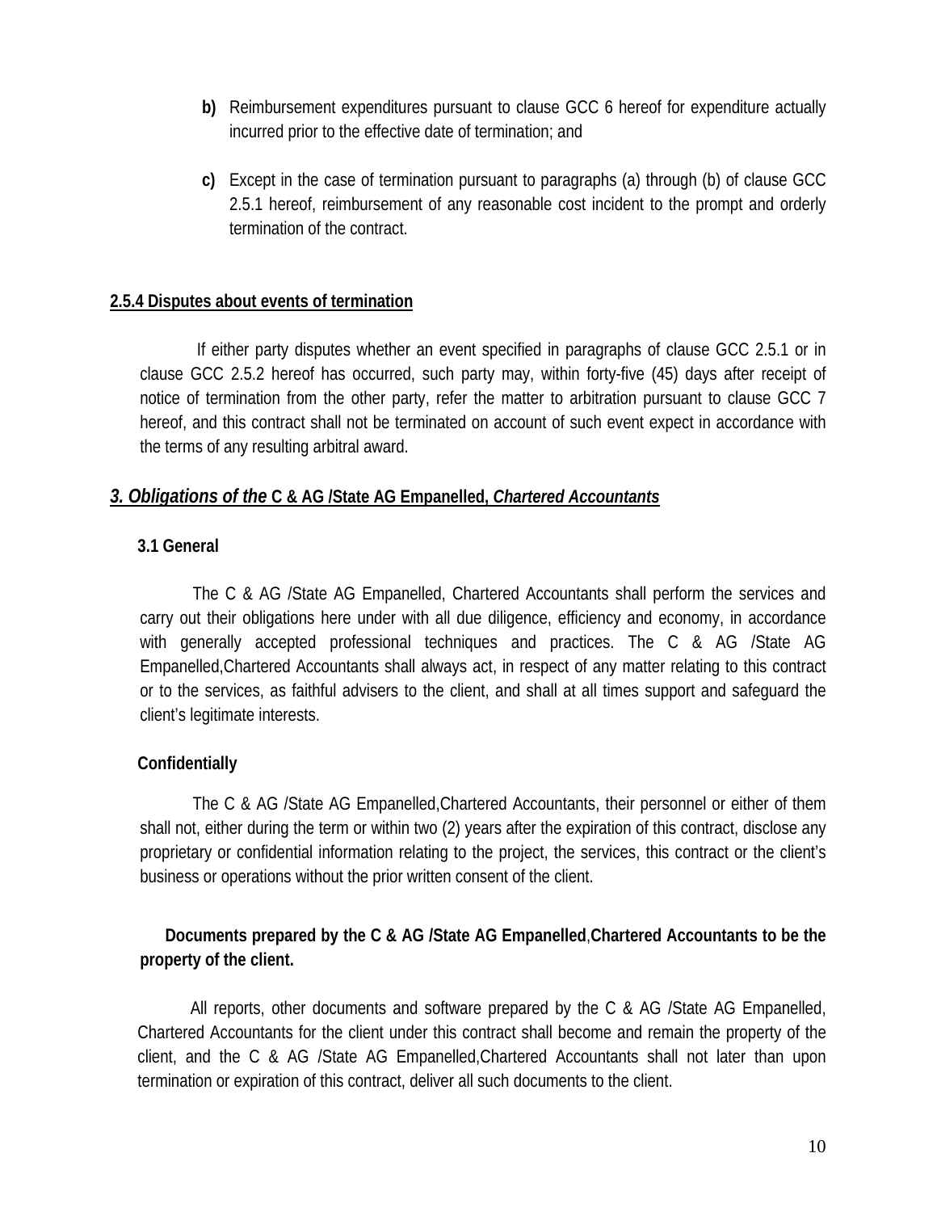b) Reimbursement expenditures pursuant to clause GCC 6 hereof for expenditure actually incurred prior to the effective date of termination; and

c) Except in the case of termination pursuant to paragraphs (a) through (b) of clause GCC 2.5.1 hereof, reimbursement of any reasonable cost incident to the prompt and orderly termination of the contract.

**2.5.4 Disputes about events of termination**

If either party disputes whether an event specified in paragraphs of clause GCC 2.5.1 or in clause GCC 2.5.2 hereof has occurred, such party may, within forty-five (45) days after receipt of notice of termination from the other party, refer the matter to arbitration pursuant to clause GCC 7 hereof, and this contract shall not be terminated on account of such event expect in accordance with the terms of any resulting arbitral award.

## *3. Obligations of the* **C & AG /State AG Empanelled,** ***Chartered Accountants***

### 3.1 General

The C & AG /State AG Empanelled, Chartered Accountants shall perform the services and carry out their obligations here under with all due diligence, efficiency and economy, in accordance with generally accepted professional techniques and practices. The C & AG /State AG Empanelled,Chartered Accountants shall always act, in respect of any matter relating to this contract or to the services, as faithful advisers to the client, and shall at all times support and safeguard the client's legitimate interests.

**Confidentially**

The C & AG /State AG Empanelled,Chartered Accountants, their personnel or either of them shall not, either during the term or within two (2) years after the expiration of this contract, disclose any proprietary or confidential information relating to the project, the services, this contract or the client's business or operations without the prior written consent of the client.

**Documents prepared by the C & AG /State AG Empanelled,Chartered Accountants to be the property of the client.**

All reports, other documents and software prepared by the C & AG /State AG Empanelled, Chartered Accountants for the client under this contract shall become and remain the property of the client, and the C & AG /State AG Empanelled,Chartered Accountants shall not later than upon termination or expiration of this contract, deliver all such documents to the client.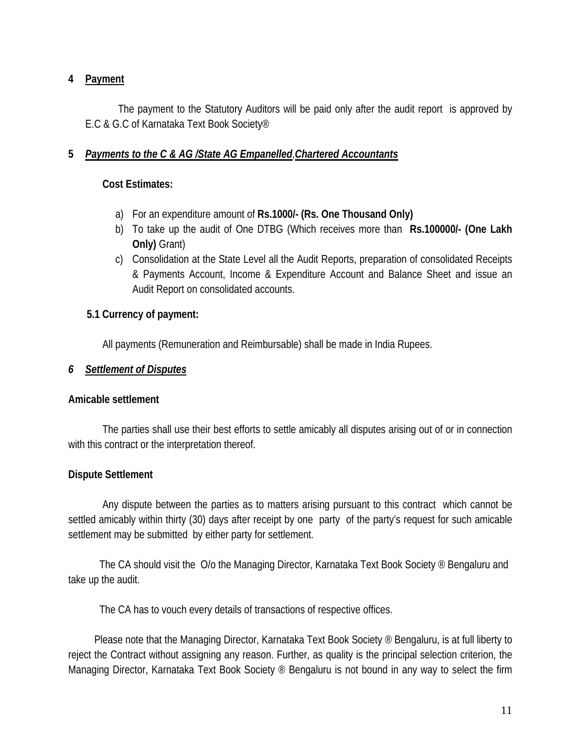## 4 Payment

The payment to the Statutory Auditors will be paid only after the audit report is approved by E.C & G.C of Karnataka Text Book Society®

## 5 *Payments to the C & AG /State AG Empanelled*,*Chartered Accountants*

**Cost Estimates:**

a) For an expenditure amount of **Rs.1000/- (Rs. One Thousand Only)**
b) To take up the audit of One DTBG (Which receives more than **Rs.100000/- (One Lakh Only)** Grant)
c) Consolidation at the State Level all the Audit Reports, preparation of consolidated Receipts & Payments Account, Income & Expenditure Account and Balance Sheet and issue an Audit Report on consolidated accounts.

**5.1 Currency of payment:**

All payments (Remuneration and Reimbursable) shall be made in India Rupees.

## *6 Settlement of Disputes*

**Amicable settlement**

The parties shall use their best efforts to settle amicably all disputes arising out of or in connection with this contract or the interpretation thereof.

**Dispute Settlement**

Any dispute between the parties as to matters arising pursuant to this contract which cannot be settled amicably within thirty (30) days after receipt by one party of the party's request for such amicable settlement may be submitted by either party for settlement.

The CA should visit the O/o the Managing Director, Karnataka Text Book Society ® Bengaluru and take up the audit.

The CA has to vouch every details of transactions of respective offices.

Please note that the Managing Director, Karnataka Text Book Society ® Bengaluru, is at full liberty to reject the Contract without assigning any reason. Further, as quality is the principal selection criterion, the Managing Director, Karnataka Text Book Society ® Bengaluru is not bound in any way to select the firm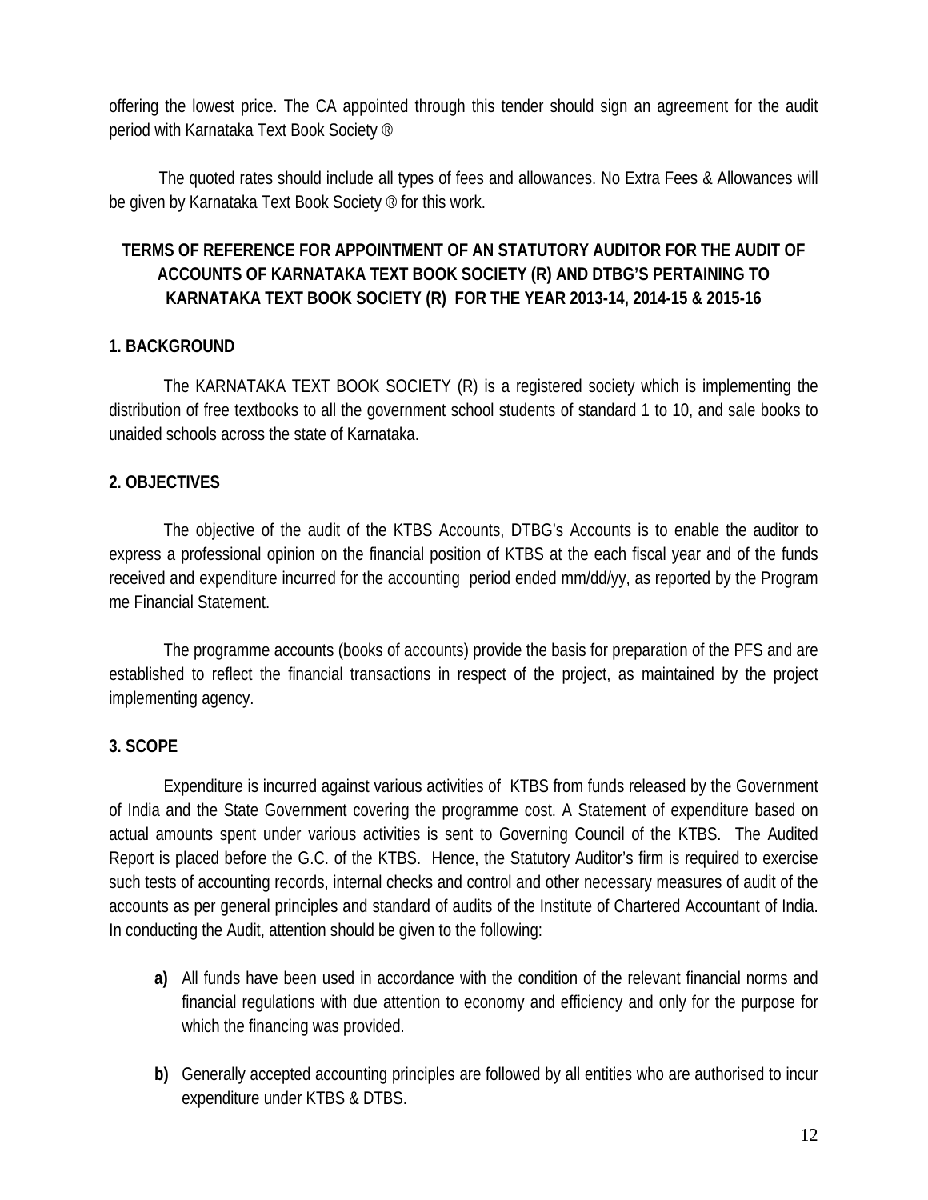offering the lowest price. The CA appointed through this tender should sign an agreement for the audit period with Karnataka Text Book Society ®

The quoted rates should include all types of fees and allowances. No Extra Fees & Allowances will be given by Karnataka Text Book Society ® for this work.

## TERMS OF REFERENCE FOR APPOINTMENT OF AN STATUTORY AUDITOR FOR THE AUDIT OF ACCOUNTS OF KARNATAKA TEXT BOOK SOCIETY (R) AND DTBG'S PERTAINING TO KARNATAKA TEXT BOOK SOCIETY (R) FOR THE YEAR 2013-14, 2014-15 & 2015-16

### 1. BACKGROUND

The KARNATAKA TEXT BOOK SOCIETY (R) is a registered society which is implementing the distribution of free textbooks to all the government school students of standard 1 to 10, and sale books to unaided schools across the state of Karnataka.

### 2. OBJECTIVES

The objective of the audit of the KTBS Accounts, DTBG's Accounts is to enable the auditor to express a professional opinion on the financial position of KTBS at the each fiscal year and of the funds received and expenditure incurred for the accounting period ended mm/dd/yy, as reported by the Program me Financial Statement.

The programme accounts (books of accounts) provide the basis for preparation of the PFS and are established to reflect the financial transactions in respect of the project, as maintained by the project implementing agency.

### 3. SCOPE

Expenditure is incurred against various activities of KTBS from funds released by the Government of India and the State Government covering the programme cost. A Statement of expenditure based on actual amounts spent under various activities is sent to Governing Council of the KTBS. The Audited Report is placed before the G.C. of the KTBS. Hence, the Statutory Auditor's firm is required to exercise such tests of accounting records, internal checks and control and other necessary measures of audit of the accounts as per general principles and standard of audits of the Institute of Chartered Accountant of India. In conducting the Audit, attention should be given to the following:

- **a)** All funds have been used in accordance with the condition of the relevant financial norms and financial regulations with due attention to economy and efficiency and only for the purpose for which the financing was provided.
- **b)** Generally accepted accounting principles are followed by all entities who are authorised to incur expenditure under KTBS & DTBS.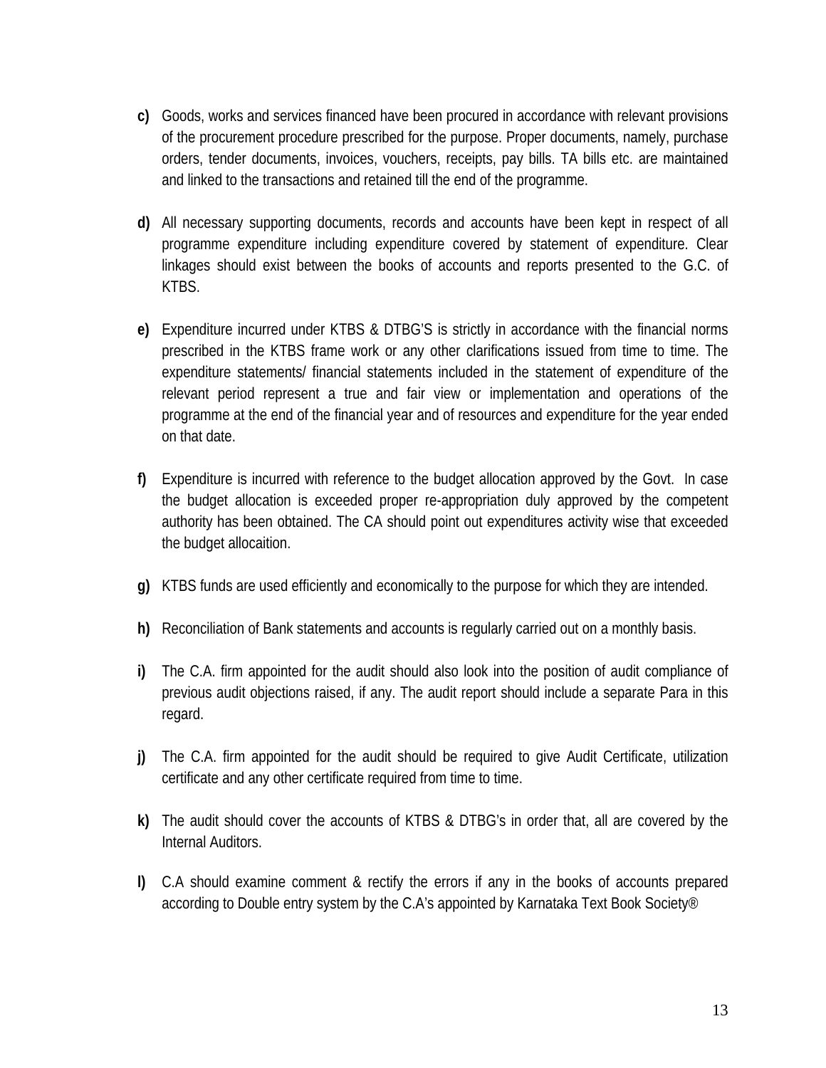**c)** Goods, works and services financed have been procured in accordance with relevant provisions of the procurement procedure prescribed for the purpose. Proper documents, namely, purchase orders, tender documents, invoices, vouchers, receipts, pay bills. TA bills etc. are maintained and linked to the transactions and retained till the end of the programme.

**d)** All necessary supporting documents, records and accounts have been kept in respect of all programme expenditure including expenditure covered by statement of expenditure. Clear linkages should exist between the books of accounts and reports presented to the G.C. of KTBS.

**e)** Expenditure incurred under KTBS & DTBG'S is strictly in accordance with the financial norms prescribed in the KTBS frame work or any other clarifications issued from time to time. The expenditure statements/ financial statements included in the statement of expenditure of the relevant period represent a true and fair view or implementation and operations of the programme at the end of the financial year and of resources and expenditure for the year ended on that date.

**f)** Expenditure is incurred with reference to the budget allocation approved by the Govt. In case the budget allocation is exceeded proper re-appropriation duly approved by the competent authority has been obtained. The CA should point out expenditures activity wise that exceeded the budget allocaition.

**g)** KTBS funds are used efficiently and economically to the purpose for which they are intended.

**h)** Reconciliation of Bank statements and accounts is regularly carried out on a monthly basis.

**i)** The C.A. firm appointed for the audit should also look into the position of audit compliance of previous audit objections raised, if any. The audit report should include a separate Para in this regard.

**j)** The C.A. firm appointed for the audit should be required to give Audit Certificate, utilization certificate and any other certificate required from time to time.

**k)** The audit should cover the accounts of KTBS & DTBG's in order that, all are covered by the Internal Auditors.

**l)** C.A should examine comment & rectify the errors if any in the books of accounts prepared according to Double entry system by the C.A's appointed by Karnataka Text Book Society®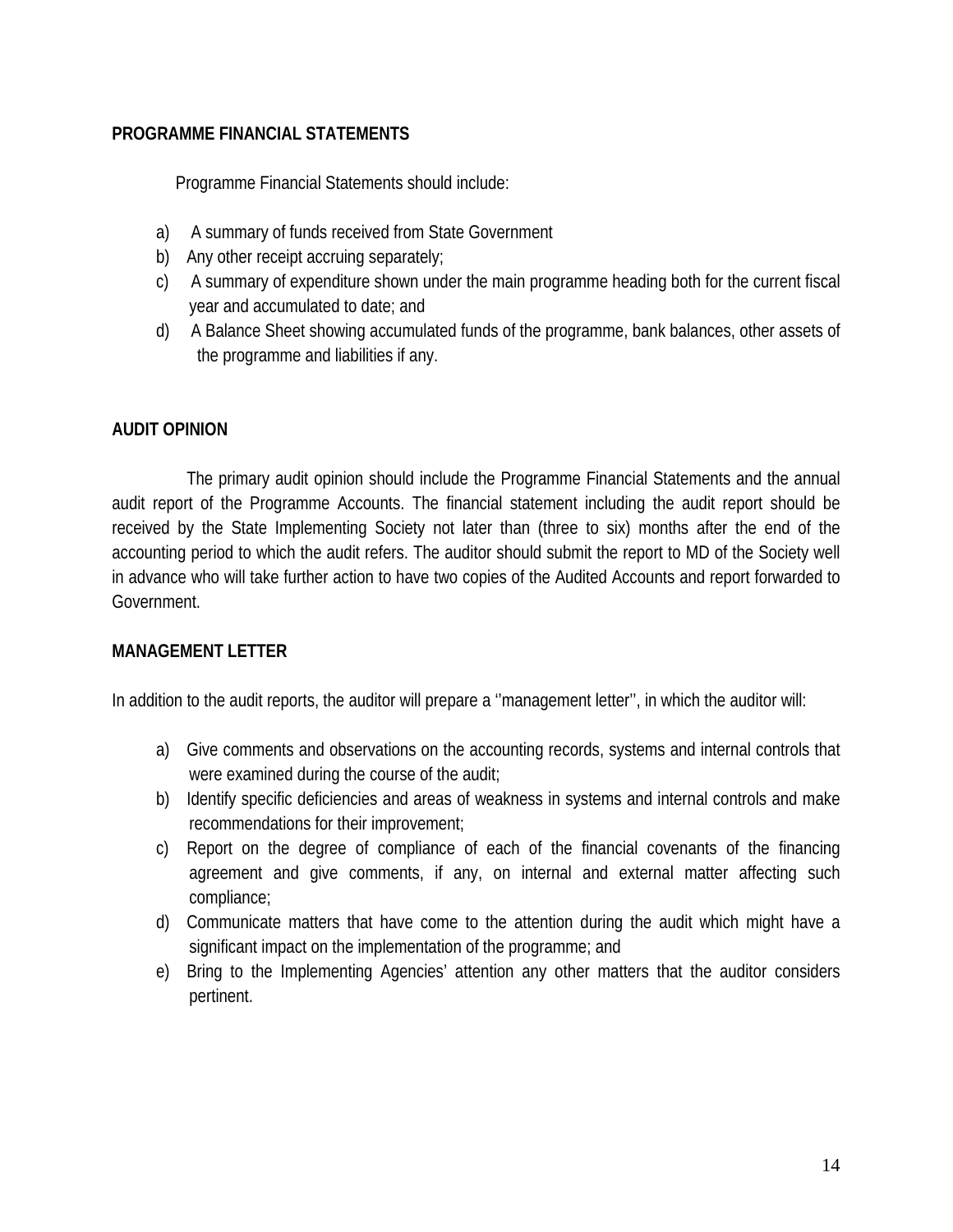**PROGRAMME FINANCIAL STATEMENTS**

Programme Financial Statements should include:

a) A summary of funds received from State Government
b) Any other receipt accruing separately;
c) A summary of expenditure shown under the main programme heading both for the current fiscal year and accumulated to date; and
d) A Balance Sheet showing accumulated funds of the programme, bank balances, other assets of the programme and liabilities if any.

**AUDIT OPINION**

The primary audit opinion should include the Programme Financial Statements and the annual audit report of the Programme Accounts. The financial statement including the audit report should be received by the State Implementing Society not later than (three to six) months after the end of the accounting period to which the audit refers. The auditor should submit the report to MD of the Society well in advance who will take further action to have two copies of the Audited Accounts and report forwarded to Government.

**MANAGEMENT LETTER**

In addition to the audit reports, the auditor will prepare a ''management letter'', in which the auditor will:

a) Give comments and observations on the accounting records, systems and internal controls that were examined during the course of the audit;
b) Identify specific deficiencies and areas of weakness in systems and internal controls and make recommendations for their improvement;
c) Report on the degree of compliance of each of the financial covenants of the financing agreement and give comments, if any, on internal and external matter affecting such compliance;
d) Communicate matters that have come to the attention during the audit which might have a significant impact on the implementation of the programme; and
e) Bring to the Implementing Agencies' attention any other matters that the auditor considers pertinent.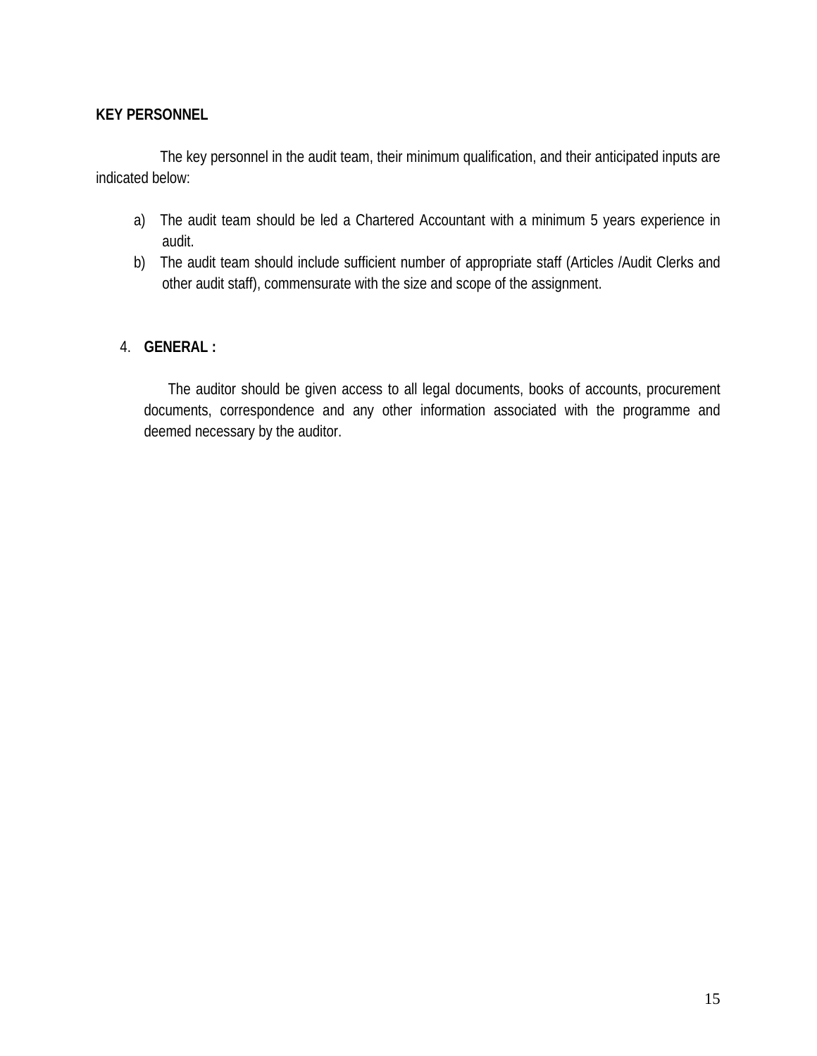**KEY PERSONNEL**

The key personnel in the audit team, their minimum qualification, and their anticipated inputs are indicated below:

a) The audit team should be led a Chartered Accountant with a minimum 5 years experience in audit.
b) The audit team should include sufficient number of appropriate staff (Articles /Audit Clerks and other audit staff), commensurate with the size and scope of the assignment.

4. **GENERAL :**

The auditor should be given access to all legal documents, books of accounts, procurement documents, correspondence and any other information associated with the programme and deemed necessary by the auditor.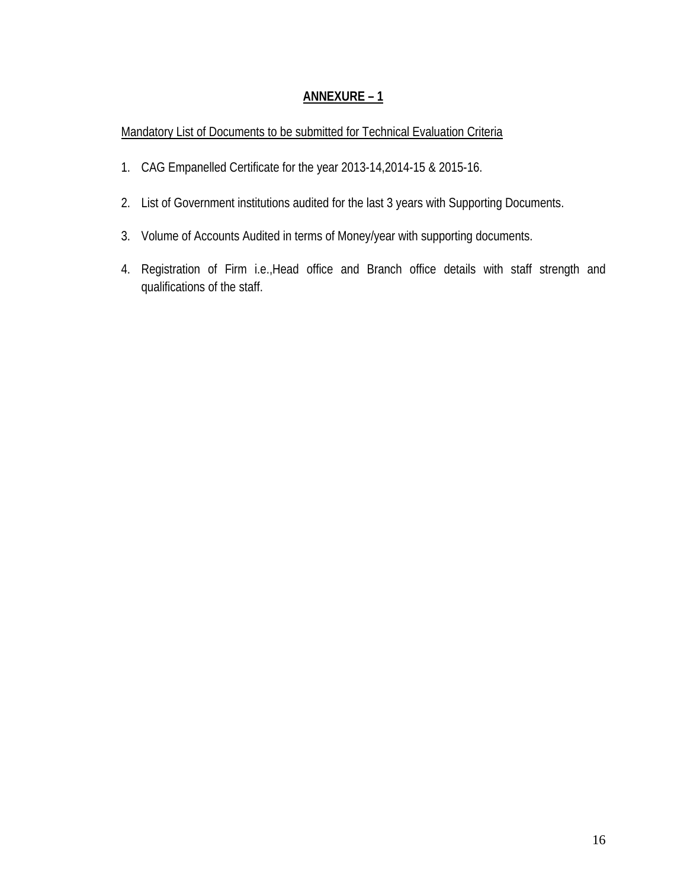# ANNEXURE – 1

Mandatory List of Documents to be submitted for Technical Evaluation Criteria

1. CAG Empanelled Certificate for the year 2013-14,2014-15 & 2015-16.
2. List of Government institutions audited for the last 3 years with Supporting Documents.
3. Volume of Accounts Audited in terms of Money/year with supporting documents.
4. Registration of Firm i.e.,Head office and Branch office details with staff strength and qualifications of the staff.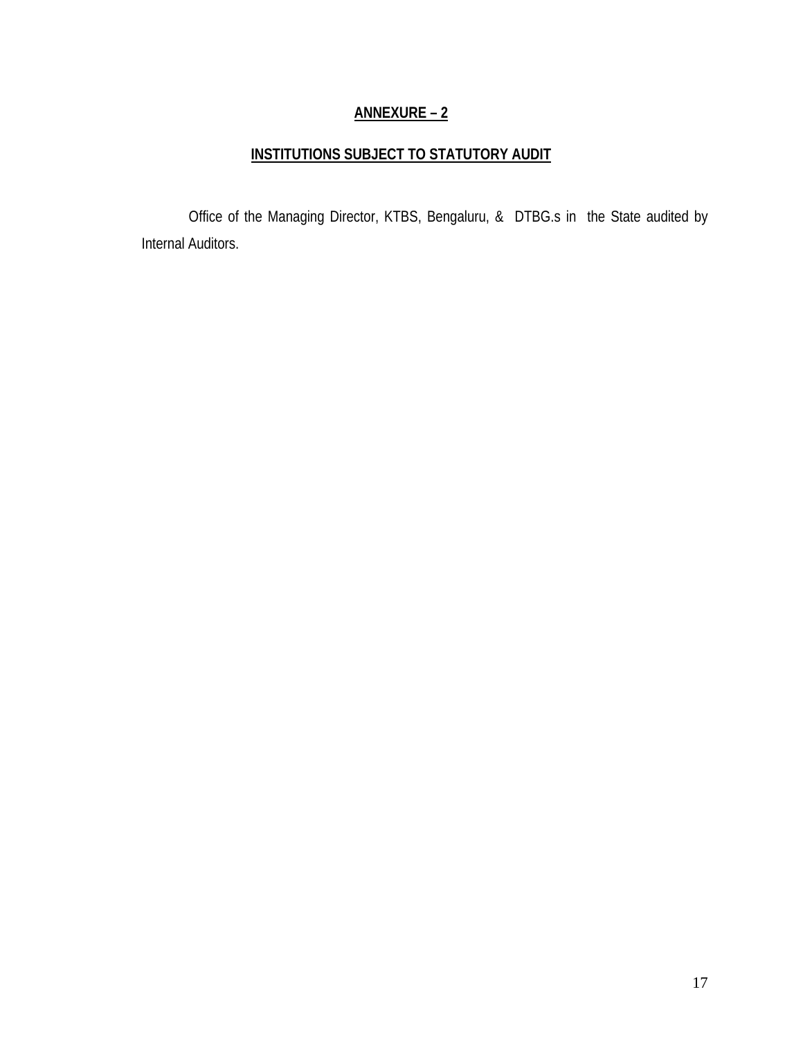## ANNEXURE – 2

## INSTITUTIONS SUBJECT TO STATUTORY AUDIT

Office of the Managing Director, KTBS, Bengaluru, & DTBG.s in the State audited by Internal Auditors.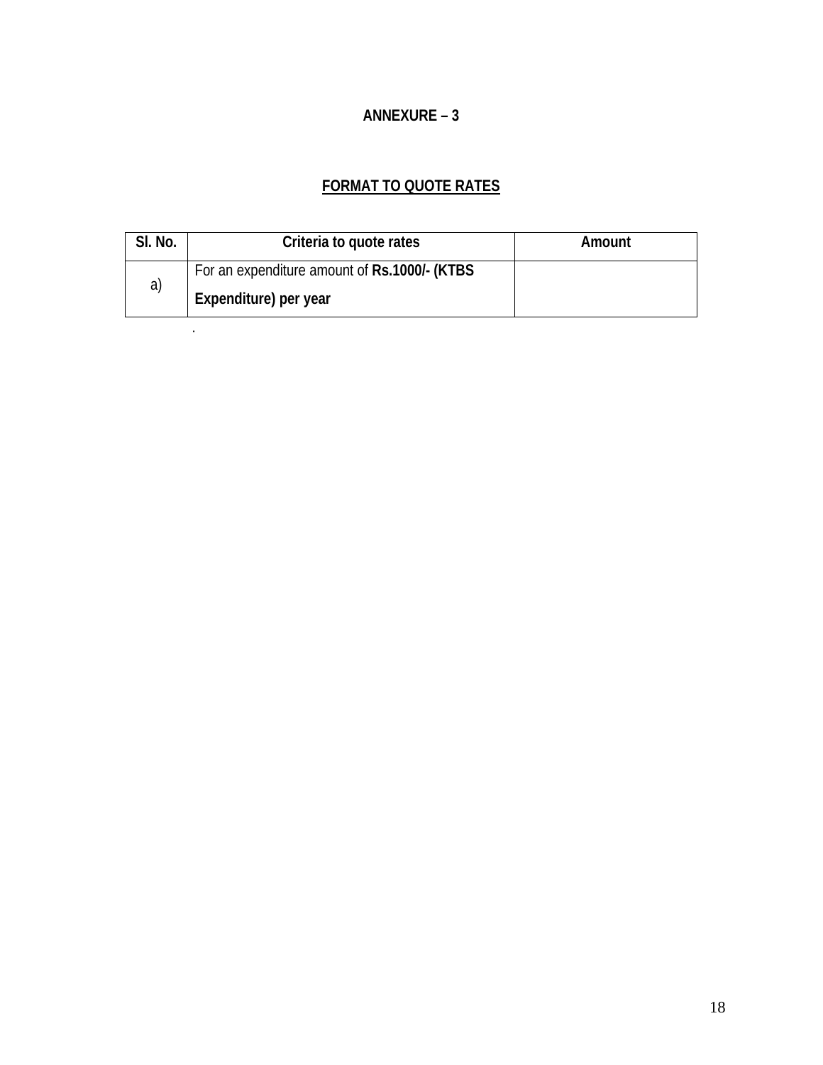**ANNEXURE – 3**

**FORMAT TO QUOTE RATES**

| Sl. No. | Criteria to quote rates | Amount |
|---|---|---|
| a) | For an expenditure amount of **Rs.1000/- (KTBS Expenditure) per year** | |

.